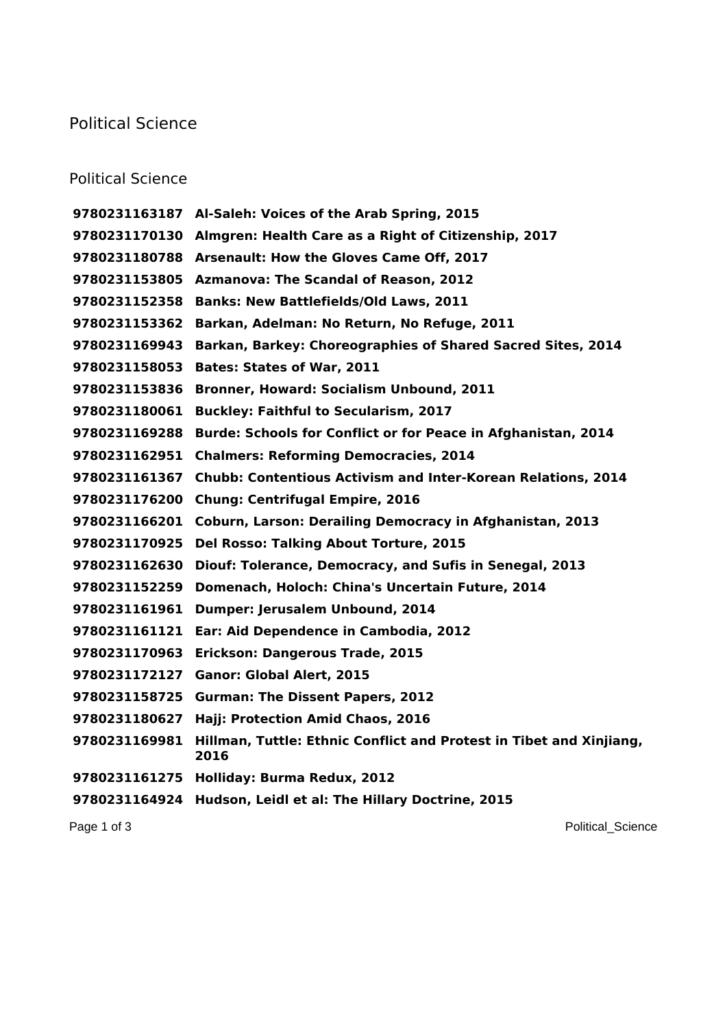# Political Science

## Political Science

| | |
|---|---|
| **9780231163187** | **Al-Saleh: Voices of the Arab Spring, 2015** |
| **9780231170130** | **Almgren: Health Care as a Right of Citizenship, 2017** |
| **9780231180788** | **Arsenault: How the Gloves Came Off, 2017** |
| **9780231153805** | **Azmanova: The Scandal of Reason, 2012** |
| **9780231152358** | **Banks: New Battlefields/Old Laws, 2011** |
| **9780231153362** | **Barkan, Adelman: No Return, No Refuge, 2011** |
| **9780231169943** | **Barkan, Barkey: Choreographies of Shared Sacred Sites, 2014** |
| **9780231158053** | **Bates: States of War, 2011** |
| **9780231153836** | **Bronner, Howard: Socialism Unbound, 2011** |
| **9780231180061** | **Buckley: Faithful to Secularism, 2017** |
| **9780231169288** | **Burde: Schools for Conflict or for Peace in Afghanistan, 2014** |
| **9780231162951** | **Chalmers: Reforming Democracies, 2014** |
| **9780231161367** | **Chubb: Contentious Activism and Inter-Korean Relations, 2014** |
| **9780231176200** | **Chung: Centrifugal Empire, 2016** |
| **9780231166201** | **Coburn, Larson: Derailing Democracy in Afghanistan, 2013** |
| **9780231170925** | **Del Rosso: Talking About Torture, 2015** |
| **9780231162630** | **Diouf: Tolerance, Democracy, and Sufis in Senegal, 2013** |
| **9780231152259** | **Domenach, Holoch: China's Uncertain Future, 2014** |
| **9780231161961** | **Dumper: Jerusalem Unbound, 2014** |
| **9780231161121** | **Ear: Aid Dependence in Cambodia, 2012** |
| **9780231170963** | **Erickson: Dangerous Trade, 2015** |
| **9780231172127** | **Ganor: Global Alert, 2015** |
| **9780231158725** | **Gurman: The Dissent Papers, 2012** |
| **9780231180627** | **Hajj: Protection Amid Chaos, 2016** |
| **9780231169981** | **Hillman, Tuttle: Ethnic Conflict and Protest in Tibet and Xinjiang, 2016** |
| **9780231161275** | **Holliday: Burma Redux, 2012** |
| **9780231164924** | **Hudson, Leidl et al: The Hillary Doctrine, 2015** |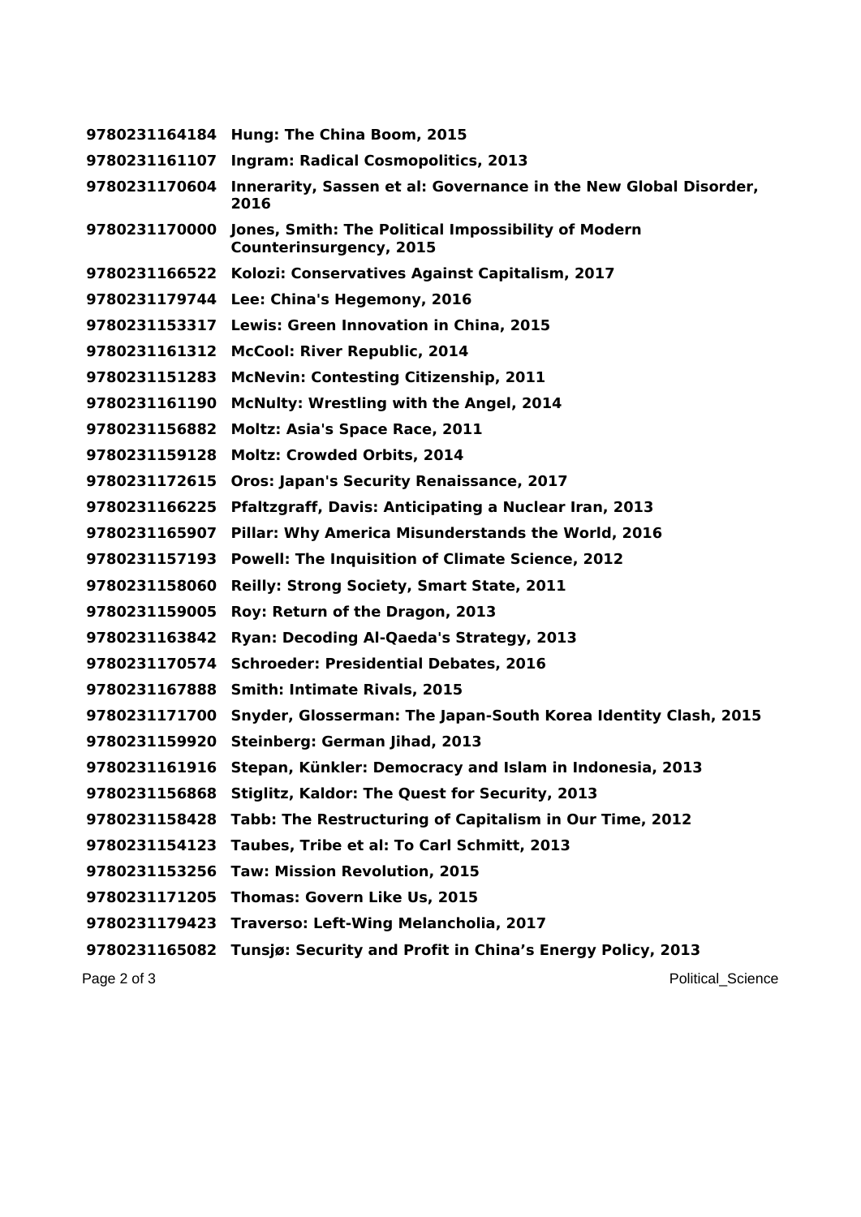**9780231164184 Hung: The China Boom, 2015**

**9780231161107 Ingram: Radical Cosmopolitics, 2013**

**9780231170604 Innerarity, Sassen et al: Governance in the New Global Disorder, 2016**

**9780231170000 Jones, Smith: The Political Impossibility of Modern Counterinsurgency, 2015**

**9780231166522 Kolozi: Conservatives Against Capitalism, 2017**

**9780231179744 Lee: China's Hegemony, 2016**

**9780231153317 Lewis: Green Innovation in China, 2015**

**9780231161312 McCool: River Republic, 2014**

**9780231151283 McNevin: Contesting Citizenship, 2011**

**9780231161190 McNulty: Wrestling with the Angel, 2014**

**9780231156882 Moltz: Asia's Space Race, 2011**

**9780231159128 Moltz: Crowded Orbits, 2014**

**9780231172615 Oros: Japan's Security Renaissance, 2017**

**9780231166225 Pfaltzgraff, Davis: Anticipating a Nuclear Iran, 2013**

**9780231165907 Pillar: Why America Misunderstands the World, 2016**

**9780231157193 Powell: The Inquisition of Climate Science, 2012**

**9780231158060 Reilly: Strong Society, Smart State, 2011**

**9780231159005 Roy: Return of the Dragon, 2013**

**9780231163842 Ryan: Decoding Al-Qaeda's Strategy, 2013**

**9780231170574 Schroeder: Presidential Debates, 2016**

**9780231167888 Smith: Intimate Rivals, 2015**

**9780231171700 Snyder, Glosserman: The Japan-South Korea Identity Clash, 2015**

**9780231159920 Steinberg: German Jihad, 2013**

**9780231161916 Stepan, Künkler: Democracy and Islam in Indonesia, 2013**

**9780231156868 Stiglitz, Kaldor: The Quest for Security, 2013**

**9780231158428 Tabb: The Restructuring of Capitalism in Our Time, 2012**

**9780231154123 Taubes, Tribe et al: To Carl Schmitt, 2013**

**9780231153256 Taw: Mission Revolution, 2015**

**9780231171205 Thomas: Govern Like Us, 2015**

**9780231179423 Traverso: Left-Wing Melancholia, 2017**

**9780231165082 Tunsjø: Security and Profit in China's Energy Policy, 2013**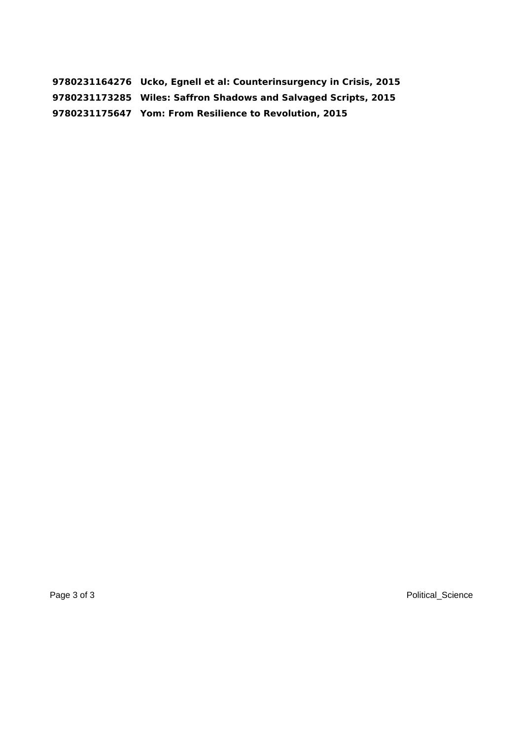**9780231164276 Ucko, Egnell et al: Counterinsurgency in Crisis, 2015**
**9780231173285 Wiles: Saffron Shadows and Salvaged Scripts, 2015**
**9780231175647 Yom: From Resilience to Revolution, 2015**